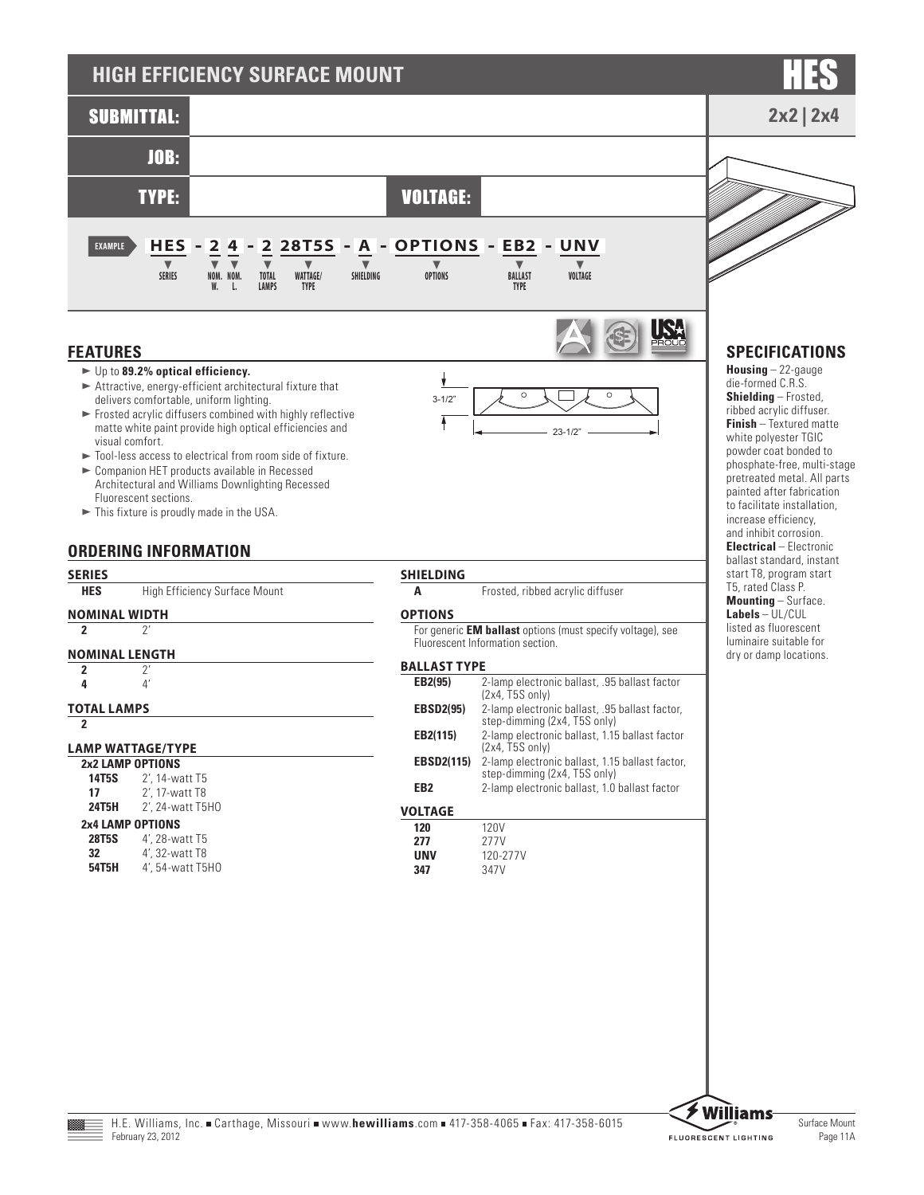# HIGH EFFICIENCY SURFACE MOUNT

# HES

**2x2 | 2x4**

**SUBMITTAL:**

**JOB:**

**TYPE:** **VOLTAGE:**

EXAMPLE **HES - 2 4 - 2 28T5S - A - OPTIONS - EB2 - UNV**

SERIES · NOM. W. · NOM. L. · TOTAL LAMPS · WATTAGE/TYPE · SHIELDING · OPTIONS · BALLAST TYPE · VOLTAGE

## FEATURES

- Up to **89.2% optical efficiency.**
- Attractive, energy-efficient architectural fixture that delivers comfortable, uniform lighting.
- Frosted acrylic diffusers combined with highly reflective matte white paint provide high optical efficiencies and visual comfort.
- Tool-less access to electrical from room side of fixture.
- Companion HET products available in Recessed Architectural and Williams Downlighting Recessed Fluorescent sections.
- This fixture is proudly made in the USA.

3-1/2"

23-1/2"

## ORDERING INFORMATION

### SERIES

| | |
|---|---|
| **HES** | High Efficiency Surface Mount |

### NOMINAL WIDTH

| | |
|---|---|
| **2** | 2' |

### NOMINAL LENGTH

| | |
|---|---|
| **2** | 2' |
| **4** | 4' |

### TOTAL LAMPS

**2**

### LAMP WATTAGE/TYPE

**2x2 LAMP OPTIONS**

| | |
|---|---|
| **14T5S** | 2', 14-watt T5 |
| **17** | 2', 17-watt T8 |
| **24T5H** | 2', 24-watt T5HO |

**2x4 LAMP OPTIONS**

| | |
|---|---|
| **28T5S** | 4', 28-watt T5 |
| **32** | 4', 32-watt T8 |
| **54T5H** | 4', 54-watt T5HO |

### SHIELDING

| | |
|---|---|
| **A** | Frosted, ribbed acrylic diffuser |

### OPTIONS

For generic **EM ballast** options (must specify voltage), see Fluorescent Information section.

### BALLAST TYPE

| | |
|---|---|
| **EB2(95)** | 2-lamp electronic ballast, .95 ballast factor (2x4, T5S only) |
| **EBSD2(95)** | 2-lamp electronic ballast, .95 ballast factor, step-dimming (2x4, T5S only) |
| **EB2(115)** | 2-lamp electronic ballast, 1.15 ballast factor (2x4, T5S only) |
| **EBSD2(115)** | 2-lamp electronic ballast, 1.15 ballast factor, step-dimming (2x4, T5S only) |
| **EB2** | 2-lamp electronic ballast, 1.0 ballast factor |

### VOLTAGE

| | |
|---|---|
| **120** | 120V |
| **277** | 277V |
| **UNV** | 120-277V |
| **347** | 347V |

## SPECIFICATIONS

**Housing** – 22-gauge die-formed C.R.S.
**Shielding** – Frosted, ribbed acrylic diffuser.
**Finish** – Textured matte white polyester TGIC powder coat bonded to phosphate-free, multi-stage pretreated metal. All parts painted after fabrication to facilitate installation, increase efficiency, and inhibit corrosion.
**Electrical** – Electronic ballast standard, instant start T8, program start T5, rated Class P.
**Mounting** – Surface.
**Labels** – UL/CUL listed as fluorescent luminaire suitable for dry or damp locations.

H.E. Williams, Inc. ■ Carthage, Missouri ■ www.**hewilliams**.com ■ 417-358-4065 ■ Fax: 417-358-6015
February 23, 2012

Surface Mount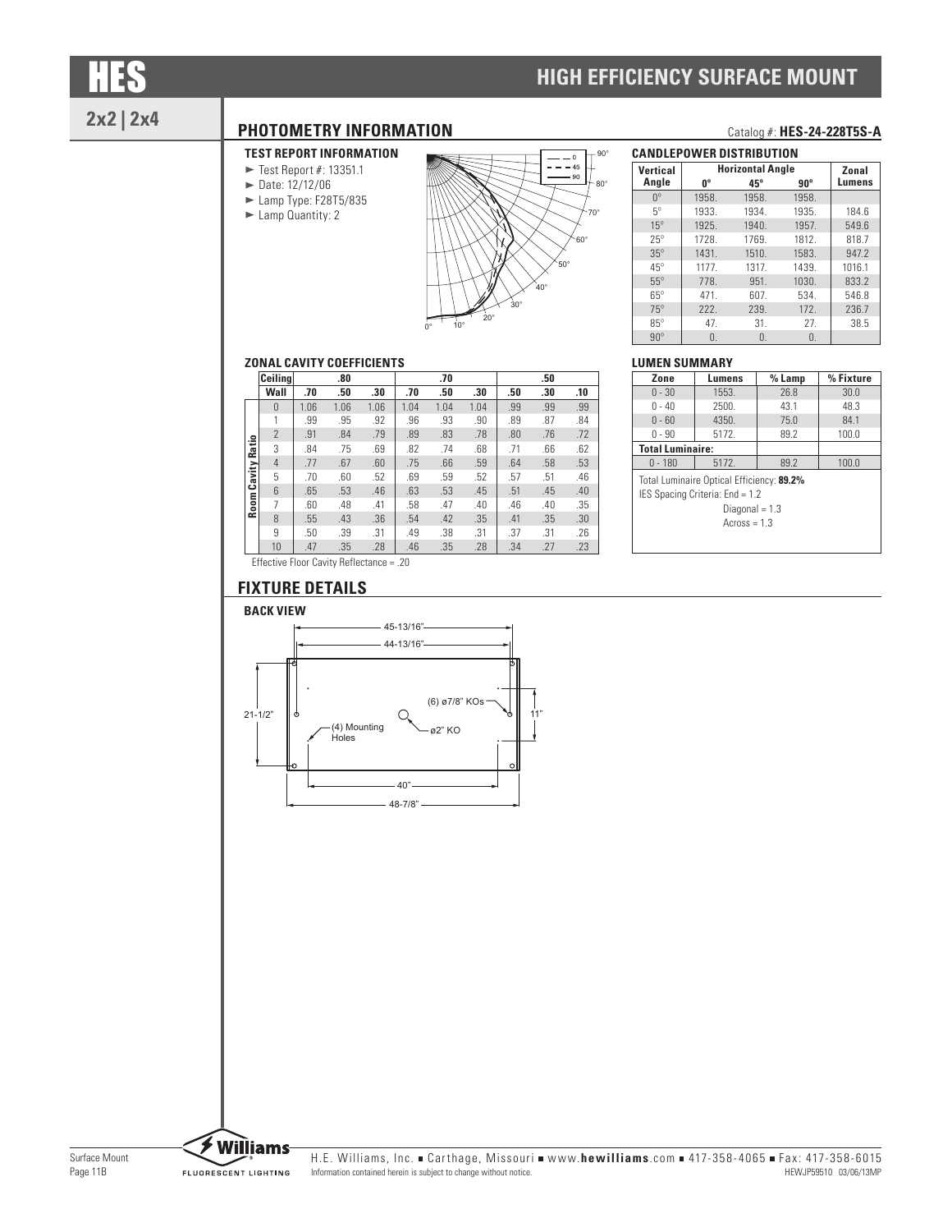# HES

## HIGH EFFICIENCY SURFACE MOUNT

**2x2 | 2x4**

## PHOTOMETRY INFORMATION

Catalog #: **HES-24-228T5S-A**

### TEST REPORT INFORMATION

- Test Report #: 13351.1
- Date: 12/12/06
- Lamp Type: F28T5/835
- Lamp Quantity: 2

0
45
90
90°
80°
70°
60°
50°
40°
30°
20°
10°
0°

### CANDLEPOWER DISTRIBUTION

| Vertical Angle | Horizontal Angle 0° | 45° | 90° | Zonal Lumens |
|---|---|---|---|---|
| 0° | 1958. | 1958. | 1958. | |
| 5° | 1933. | 1934. | 1935. | 184.6 |
| 15° | 1925. | 1940. | 1957. | 549.6 |
| 25° | 1728. | 1769. | 1812. | 818.7 |
| 35° | 1431. | 1510. | 1583. | 947.2 |
| 45° | 1177. | 1317. | 1439. | 1016.1 |
| 55° | 778. | 951. | 1030. | 833.2 |
| 65° | 471. | 607. | 534. | 546.8 |
| 75° | 222. | 239. | 172. | 236.7 |
| 85° | 47. | 31. | 27. | 38.5 |
| 90° | 0. | 0. | 0. | |

### ZONAL CAVITY COEFFICIENTS

| | Ceiling | .80 | | | .70 | | | .50 | | |
|---|---|---|---|---|---|---|---|---|---|---|
| | Wall | .70 | .50 | .30 | .70 | .50 | .30 | .50 | .30 | .10 |
| Room Cavity Ratio | 0 | 1.06 | 1.06 | 1.06 | 1.04 | 1.04 | 1.04 | .99 | .99 | .99 |
| | 1 | .99 | .95 | .92 | .96 | .93 | .90 | .89 | .87 | .84 |
| | 2 | .91 | .84 | .79 | .89 | .83 | .78 | .80 | .76 | .72 |
| | 3 | .84 | .75 | .69 | .82 | .74 | .68 | .71 | .66 | .62 |
| | 4 | .77 | .67 | .60 | .75 | .66 | .59 | .64 | .58 | .53 |
| | 5 | .70 | .60 | .52 | .69 | .59 | .52 | .57 | .51 | .46 |
| | 6 | .65 | .53 | .46 | .63 | .53 | .45 | .51 | .45 | .40 |
| | 7 | .60 | .48 | .41 | .58 | .47 | .40 | .46 | .40 | .35 |
| | 8 | .55 | .43 | .36 | .54 | .42 | .35 | .41 | .35 | .30 |
| | 9 | .50 | .39 | .31 | .49 | .38 | .31 | .37 | .31 | .26 |
| | 10 | .47 | .35 | .28 | .46 | .35 | .28 | .34 | .27 | .23 |

Effective Floor Cavity Reflectance = .20

### LUMEN SUMMARY

| Zone | Lumens | % Lamp | % Fixture |
|---|---|---|---|
| 0 - 30 | 1553. | 26.8 | 30.0 |
| 0 - 40 | 2500. | 43.1 | 48.3 |
| 0 - 60 | 4350. | 75.0 | 84.1 |
| 0 - 90 | 5172. | 89.2 | 100.0 |
| **Total Luminaire:** | | | |
| 0 - 180 | 5172. | 89.2 | 100.0 |

Total Luminaire Optical Efficiency: **89.2%**

IES Spacing Criteria: End = 1.2
Diagonal = 1.3
Across = 1.3

## FIXTURE DETAILS

### BACK VIEW

45-13/16"
44-13/16"
(6) ø7/8" KOs
21-1/2"
11"
(4) Mounting Holes
ø2" KO
40"
48-7/8"

H.E. Williams, Inc. ■ Carthage, Missouri ■ www.**hewilliams**.com ■ 417-358-4065 ■ Fax: 417-358-6015

Information contained herein is subject to change without notice.

HEWJP59510 03/06/13MP